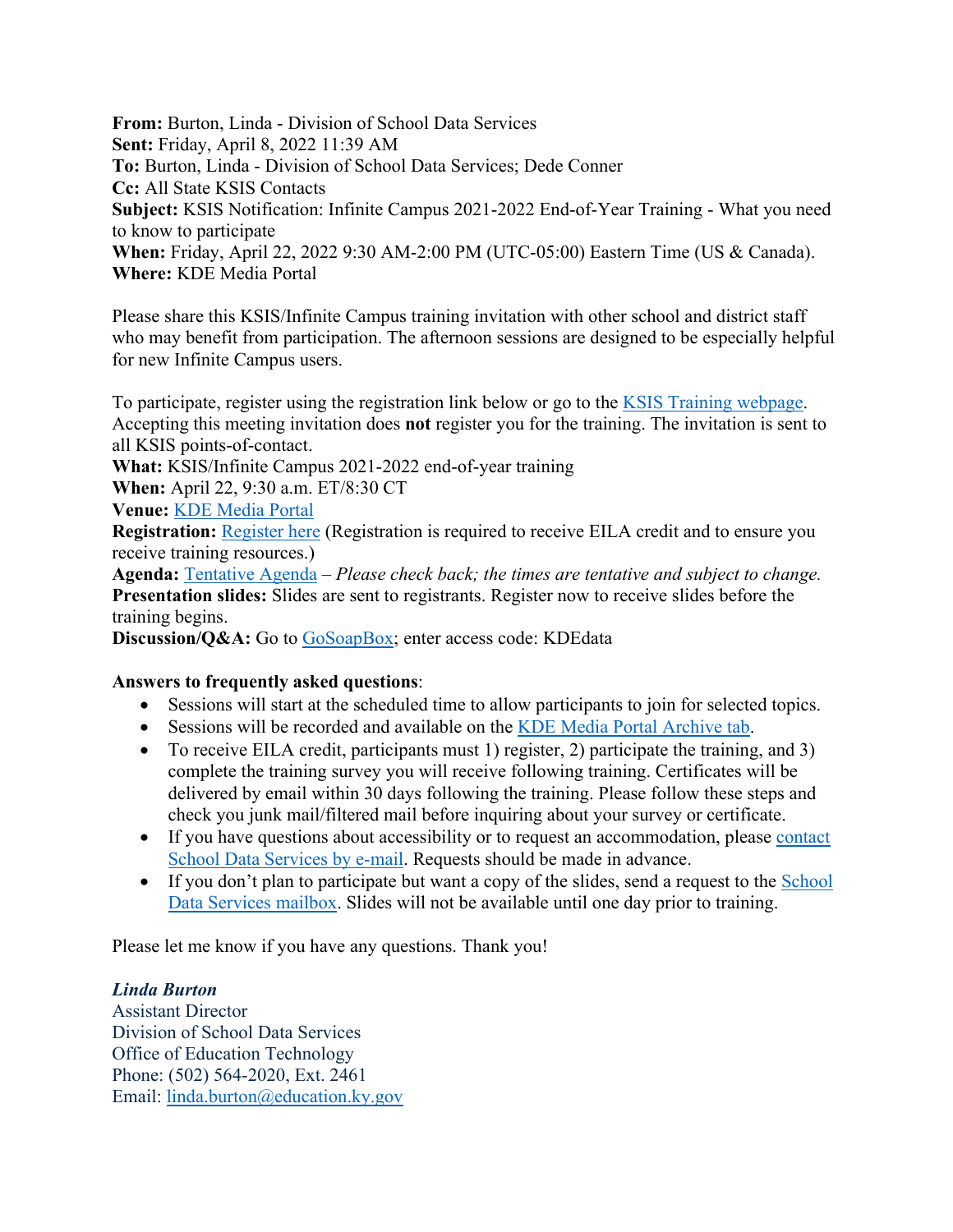**From:** Burton, Linda - Division of School Data Services
**Sent:** Friday, April 8, 2022 11:39 AM
**To:** Burton, Linda - Division of School Data Services; Dede Conner
**Cc:** All State KSIS Contacts
**Subject:** KSIS Notification: Infinite Campus 2021-2022 End-of-Year Training - What you need to know to participate
**When:** Friday, April 22, 2022 9:30 AM-2:00 PM (UTC-05:00) Eastern Time (US & Canada).
**Where:** KDE Media Portal

Please share this KSIS/Infinite Campus training invitation with other school and district staff who may benefit from participation. The afternoon sessions are designed to be especially helpful for new Infinite Campus users.

To participate, register using the registration link below or go to the KSIS Training webpage. Accepting this meeting invitation does **not** register you for the training. The invitation is sent to all KSIS points-of-contact.
**What:** KSIS/Infinite Campus 2021-2022 end-of-year training
**When:** April 22, 9:30 a.m. ET/8:30 CT
**Venue:** KDE Media Portal
**Registration:** Register here (Registration is required to receive EILA credit and to ensure you receive training resources.)
**Agenda:** Tentative Agenda – *Please check back; the times are tentative and subject to change.*
**Presentation slides:** Slides are sent to registrants. Register now to receive slides before the training begins.
**Discussion/Q&A:** Go to GoSoapBox; enter access code: KDEdata

**Answers to frequently asked questions**:

- Sessions will start at the scheduled time to allow participants to join for selected topics.
- Sessions will be recorded and available on the KDE Media Portal Archive tab.
- To receive EILA credit, participants must 1) register, 2) participate the training, and 3) complete the training survey you will receive following training. Certificates will be delivered by email within 30 days following the training. Please follow these steps and check you junk mail/filtered mail before inquiring about your survey or certificate.
- If you have questions about accessibility or to request an accommodation, please contact School Data Services by e-mail. Requests should be made in advance.
- If you don't plan to participate but want a copy of the slides, send a request to the School Data Services mailbox. Slides will not be available until one day prior to training.

Please let me know if you have any questions. Thank you!

***Linda Burton***
Assistant Director
Division of School Data Services
Office of Education Technology
Phone: (502) 564-2020, Ext. 2461
Email: linda.burton@education.ky.gov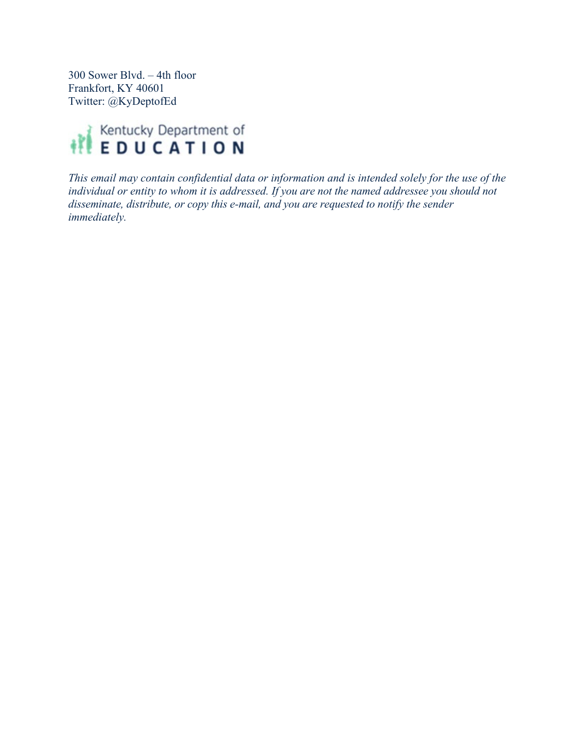300 Sower Blvd. – 4th floor
Frankfort, KY 40601
Twitter: @KyDeptofEd

Kentucky Department of
EDUCATION

*This email may contain confidential data or information and is intended solely for the use of the individual or entity to whom it is addressed. If you are not the named addressee you should not disseminate, distribute, or copy this e-mail, and you are requested to notify the sender immediately.*